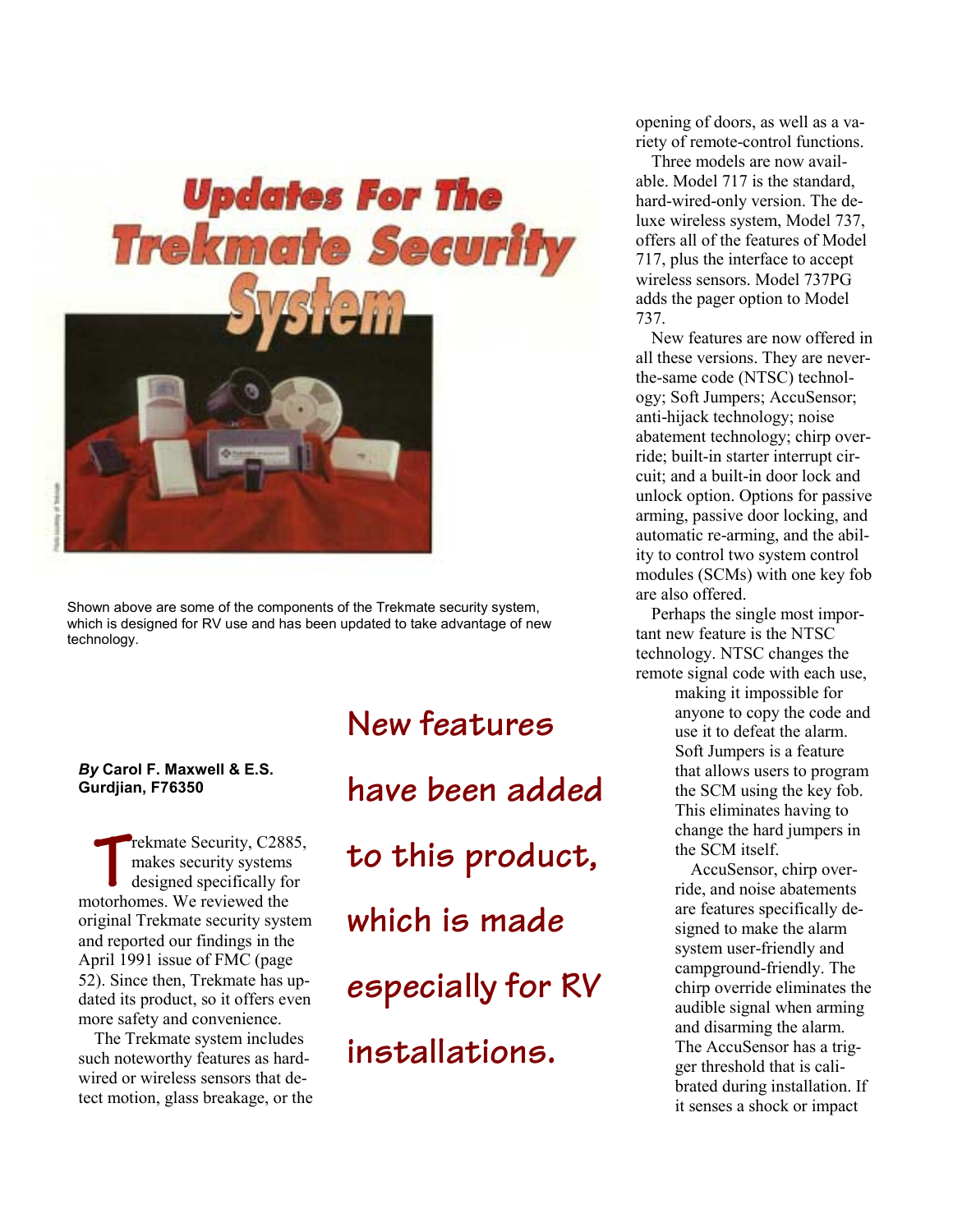# Updates For The Trekmate Security System

Shown above are some of the components of the Trekmate security system, which is designed for RV use and has been updated to take advantage of new technology.

***By* Carol F. Maxwell & E.S. Gurdjian, F76350**

Trekmate Security, C2885, makes security systems designed specifically for motorhomes. We reviewed the original Trekmate security system and reported our findings in the April 1991 issue of FMC (page 52). Since then, Trekmate has updated its product, so it offers even more safety and convenience.

The Trekmate system includes such noteworthy features as hard-wired or wireless sensors that detect motion, glass breakage, or the opening of doors, as well as a variety of remote-control functions.

> **New features have been added to this product, which is made especially for RV installations.**

Three models are now available. Model 717 is the standard, hard-wired-only version. The deluxe wireless system, Model 737, offers all of the features of Model 717, plus the interface to accept wireless sensors. Model 737PG adds the pager option to Model 737.

New features are now offered in all these versions. They are never-the-same code (NTSC) technology; Soft Jumpers; AccuSensor; anti-hijack technology; noise abatement technology; chirp override; built-in starter interrupt circuit; and a built-in door lock and unlock option. Options for passive arming, passive door locking, and automatic re-arming, and the ability to control two system control modules (SCMs) with one key fob are also offered.

Perhaps the single most important new feature is the NTSC technology. NTSC changes the remote signal code with each use, making it impossible for anyone to copy the code and use it to defeat the alarm. Soft Jumpers is a feature that allows users to program the SCM using the key fob. This eliminates having to change the hard jumpers in the SCM itself.

AccuSensor, chirp override, and noise abatements are features specifically designed to make the alarm system user-friendly and campground-friendly. The chirp override eliminates the audible signal when arming and disarming the alarm. The AccuSensor has a trigger threshold that is calibrated during installation. If it senses a shock or impact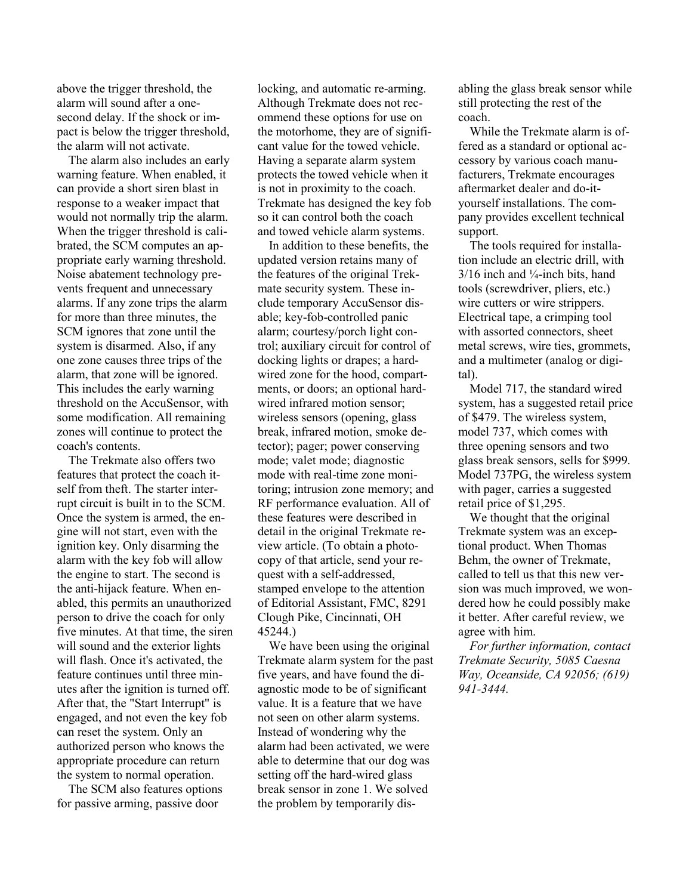above the trigger threshold, the alarm will sound after a one-second delay. If the shock or impact is below the trigger threshold, the alarm will not activate.

The alarm also includes an early warning feature. When enabled, it can provide a short siren blast in response to a weaker impact that would not normally trip the alarm. When the trigger threshold is calibrated, the SCM computes an appropriate early warning threshold. Noise abatement technology prevents frequent and unnecessary alarms. If any zone trips the alarm for more than three minutes, the SCM ignores that zone until the system is disarmed. Also, if any one zone causes three trips of the alarm, that zone will be ignored. This includes the early warning threshold on the AccuSensor, with some modification. All remaining zones will continue to protect the coach's contents.

The Trekmate also offers two features that protect the coach itself from theft. The starter interrupt circuit is built in to the SCM. Once the system is armed, the engine will not start, even with the ignition key. Only disarming the alarm with the key fob will allow the engine to start. The second is the anti-hijack feature. When enabled, this permits an unauthorized person to drive the coach for only five minutes. At that time, the siren will sound and the exterior lights will flash. Once it's activated, the feature continues until three minutes after the ignition is turned off. After that, the "Start Interrupt" is engaged, and not even the key fob can reset the system. Only an authorized person who knows the appropriate procedure can return the system to normal operation.

The SCM also features options for passive arming, passive door locking, and automatic re-arming. Although Trekmate does not recommend these options for use on the motorhome, they are of significant value for the towed vehicle. Having a separate alarm system protects the towed vehicle when it is not in proximity to the coach. Trekmate has designed the key fob so it can control both the coach and towed vehicle alarm systems.

In addition to these benefits, the updated version retains many of the features of the original Trekmate security system. These include temporary AccuSensor disable; key-fob-controlled panic alarm; courtesy/porch light control; auxiliary circuit for control of docking lights or drapes; a hard-wired zone for the hood, compartments, or doors; an optional hard-wired infrared motion sensor; wireless sensors (opening, glass break, infrared motion, smoke detector); pager; power conserving mode; valet mode; diagnostic mode with real-time zone monitoring; intrusion zone memory; and RF performance evaluation. All of these features were described in detail in the original Trekmate review article. (To obtain a photocopy of that article, send your request with a self-addressed, stamped envelope to the attention of Editorial Assistant, FMC, 8291 Clough Pike, Cincinnati, OH 45244.)

We have been using the original Trekmate alarm system for the past five years, and have found the diagnostic mode to be of significant value. It is a feature that we have not seen on other alarm systems. Instead of wondering why the alarm had been activated, we were able to determine that our dog was setting off the hard-wired glass break sensor in zone 1. We solved the problem by temporarily disabling the glass break sensor while still protecting the rest of the coach.

While the Trekmate alarm is offered as a standard or optional accessory by various coach manufacturers, Trekmate encourages aftermarket dealer and do-it-yourself installations. The company provides excellent technical support.

The tools required for installation include an electric drill, with 3/16 inch and ¼-inch bits, hand tools (screwdriver, pliers, etc.) wire cutters or wire strippers. Electrical tape, a crimping tool with assorted connectors, sheet metal screws, wire ties, grommets, and a multimeter (analog or digital).

Model 717, the standard wired system, has a suggested retail price of $479. The wireless system, model 737, which comes with three opening sensors and two glass break sensors, sells for $999. Model 737PG, the wireless system with pager, carries a suggested retail price of $1,295.

We thought that the original Trekmate system was an exceptional product. When Thomas Behm, the owner of Trekmate, called to tell us that this new version was much improved, we wondered how he could possibly make it better. After careful review, we agree with him.

*For further information, contact Trekmate Security, 5085 Caesna Way, Oceanside, CA 92056; (619) 941-3444.*